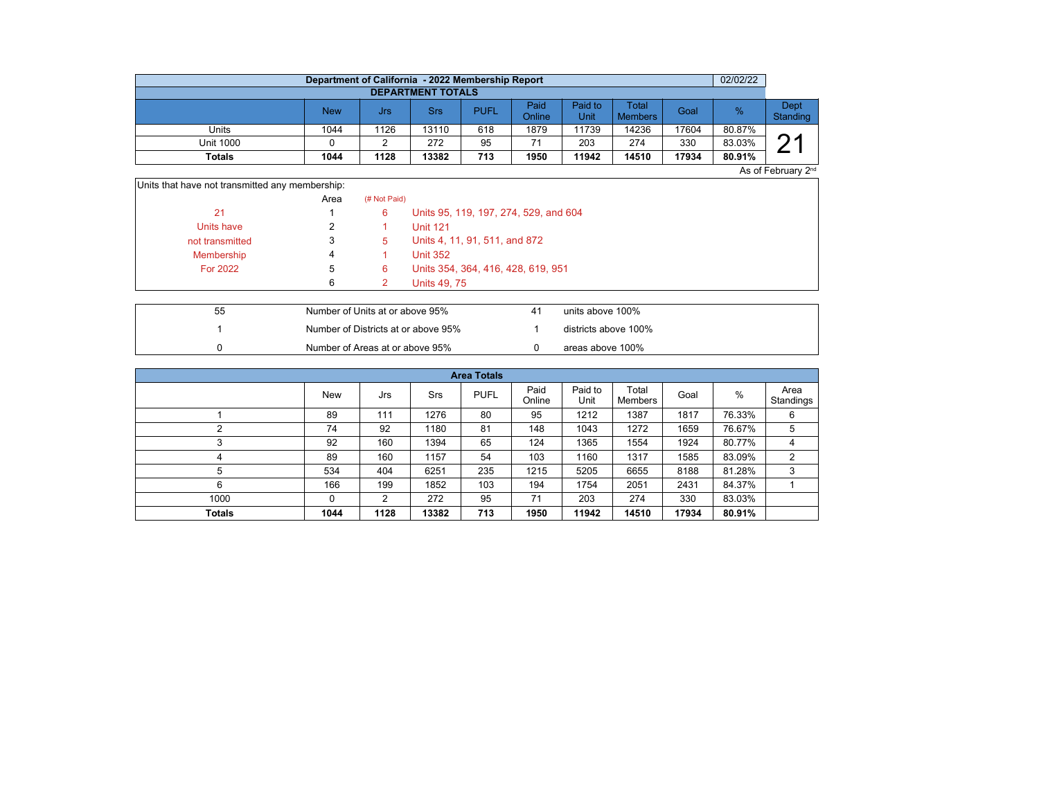## Department of California - 2022 Membership Report

02/02/22

### DEPARTMENT TOTALS

| | New | Jrs | Srs | PUFL | Paid Online | Paid to Unit | Total Members | Goal | % | Dept Standing |
|---|---|---|---|---|---|---|---|---|---|---|
| Units | 1044 | 1126 | 13110 | 618 | 1879 | 11739 | 14236 | 17604 | 80.87% | 21 |
| Unit 1000 | 0 | 2 | 272 | 95 | 71 | 203 | 274 | 330 | 83.03% | |
| **Totals** | **1044** | **1128** | **13382** | **713** | **1950** | **11942** | **14510** | **17934** | **80.91%** | |

As of February 2nd

Units that have not transmitted any membership:

| | Area | (# Not Paid) | |
|---|---|---|---|
| 21 | 1 | 6 | Units 95, 119, 197, 274, 529, and 604 |
| Units have | 2 | 1 | Unit 121 |
| not transmitted | 3 | 5 | Units 4, 11, 91, 511, and 872 |
| Membership | 4 | 1 | Unit 352 |
| For 2022 | 5 | 6 | Units 354, 364, 416, 428, 619, 951 |
| | 6 | 2 | Units 49, 75 |

| | | | |
|---|---|---|---|
| 55 | Number of Units at or above 95% | 41 | units above 100% |
| 1 | Number of Districts at or above 95% | 1 | districts above 100% |
| 0 | Number of Areas at or above 95% | 0 | areas above 100% |

### Area Totals

| | New | Jrs | Srs | PUFL | Paid Online | Paid to Unit | Total Members | Goal | % | Area Standings |
|---|---|---|---|---|---|---|---|---|---|---|
| 1 | 89 | 111 | 1276 | 80 | 95 | 1212 | 1387 | 1817 | 76.33% | 6 |
| 2 | 74 | 92 | 1180 | 81 | 148 | 1043 | 1272 | 1659 | 76.67% | 5 |
| 3 | 92 | 160 | 1394 | 65 | 124 | 1365 | 1554 | 1924 | 80.77% | 4 |
| 4 | 89 | 160 | 1157 | 54 | 103 | 1160 | 1317 | 1585 | 83.09% | 2 |
| 5 | 534 | 404 | 6251 | 235 | 1215 | 5205 | 6655 | 8188 | 81.28% | 3 |
| 6 | 166 | 199 | 1852 | 103 | 194 | 1754 | 2051 | 2431 | 84.37% | 1 |
| 1000 | 0 | 2 | 272 | 95 | 71 | 203 | 274 | 330 | 83.03% | |
| **Totals** | **1044** | **1128** | **13382** | **713** | **1950** | **11942** | **14510** | **17934** | **80.91%** | |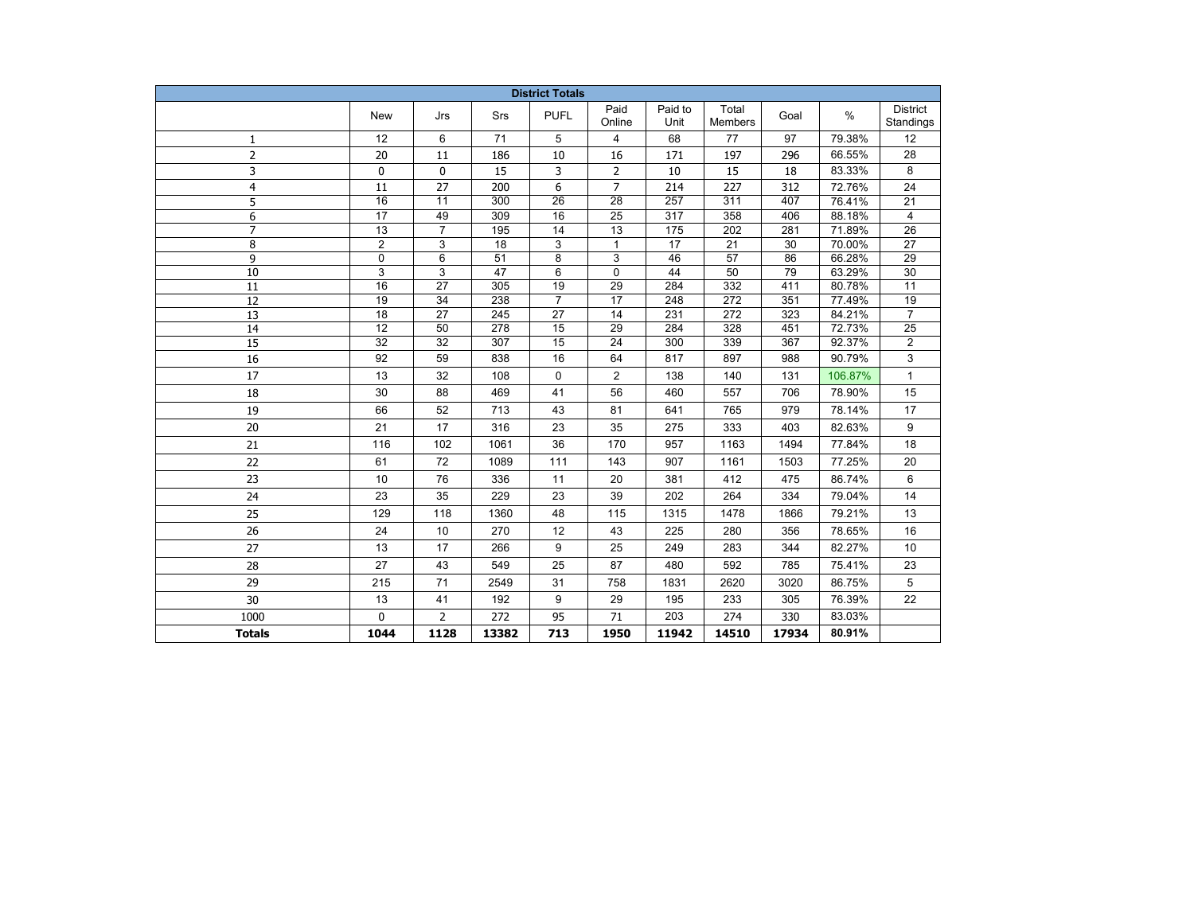| District Totals | | | | | | | | | | |
|---|---|---|---|---|---|---|---|---|---|---|
| | New | Jrs | Srs | PUFL | Paid Online | Paid to Unit | Total Members | Goal | % | District Standings |
| 1 | 12 | 6 | 71 | 5 | 4 | 68 | 77 | 97 | 79.38% | 12 |
| 2 | 20 | 11 | 186 | 10 | 16 | 171 | 197 | 296 | 66.55% | 28 |
| 3 | 0 | 0 | 15 | 3 | 2 | 10 | 15 | 18 | 83.33% | 8 |
| 4 | 11 | 27 | 200 | 6 | 7 | 214 | 227 | 312 | 72.76% | 24 |
| 5 | 16 | 11 | 300 | 26 | 28 | 257 | 311 | 407 | 76.41% | 21 |
| 6 | 17 | 49 | 309 | 16 | 25 | 317 | 358 | 406 | 88.18% | 4 |
| 7 | 13 | 7 | 195 | 14 | 13 | 175 | 202 | 281 | 71.89% | 26 |
| 8 | 2 | 3 | 18 | 3 | 1 | 17 | 21 | 30 | 70.00% | 27 |
| 9 | 0 | 6 | 51 | 8 | 3 | 46 | 57 | 86 | 66.28% | 29 |
| 10 | 3 | 3 | 47 | 6 | 0 | 44 | 50 | 79 | 63.29% | 30 |
| 11 | 16 | 27 | 305 | 19 | 29 | 284 | 332 | 411 | 80.78% | 11 |
| 12 | 19 | 34 | 238 | 7 | 17 | 248 | 272 | 351 | 77.49% | 19 |
| 13 | 18 | 27 | 245 | 27 | 14 | 231 | 272 | 323 | 84.21% | 7 |
| 14 | 12 | 50 | 278 | 15 | 29 | 284 | 328 | 451 | 72.73% | 25 |
| 15 | 32 | 32 | 307 | 15 | 24 | 300 | 339 | 367 | 92.37% | 2 |
| 16 | 92 | 59 | 838 | 16 | 64 | 817 | 897 | 988 | 90.79% | 3 |
| 17 | 13 | 32 | 108 | 0 | 2 | 138 | 140 | 131 | 106.87% | 1 |
| 18 | 30 | 88 | 469 | 41 | 56 | 460 | 557 | 706 | 78.90% | 15 |
| 19 | 66 | 52 | 713 | 43 | 81 | 641 | 765 | 979 | 78.14% | 17 |
| 20 | 21 | 17 | 316 | 23 | 35 | 275 | 333 | 403 | 82.63% | 9 |
| 21 | 116 | 102 | 1061 | 36 | 170 | 957 | 1163 | 1494 | 77.84% | 18 |
| 22 | 61 | 72 | 1089 | 111 | 143 | 907 | 1161 | 1503 | 77.25% | 20 |
| 23 | 10 | 76 | 336 | 11 | 20 | 381 | 412 | 475 | 86.74% | 6 |
| 24 | 23 | 35 | 229 | 23 | 39 | 202 | 264 | 334 | 79.04% | 14 |
| 25 | 129 | 118 | 1360 | 48 | 115 | 1315 | 1478 | 1866 | 79.21% | 13 |
| 26 | 24 | 10 | 270 | 12 | 43 | 225 | 280 | 356 | 78.65% | 16 |
| 27 | 13 | 17 | 266 | 9 | 25 | 249 | 283 | 344 | 82.27% | 10 |
| 28 | 27 | 43 | 549 | 25 | 87 | 480 | 592 | 785 | 75.41% | 23 |
| 29 | 215 | 71 | 2549 | 31 | 758 | 1831 | 2620 | 3020 | 86.75% | 5 |
| 30 | 13 | 41 | 192 | 9 | 29 | 195 | 233 | 305 | 76.39% | 22 |
| 1000 | 0 | 2 | 272 | 95 | 71 | 203 | 274 | 330 | 83.03% | |
| **Totals** | **1044** | **1128** | **13382** | **713** | **1950** | **11942** | **14510** | **17934** | **80.91%** | |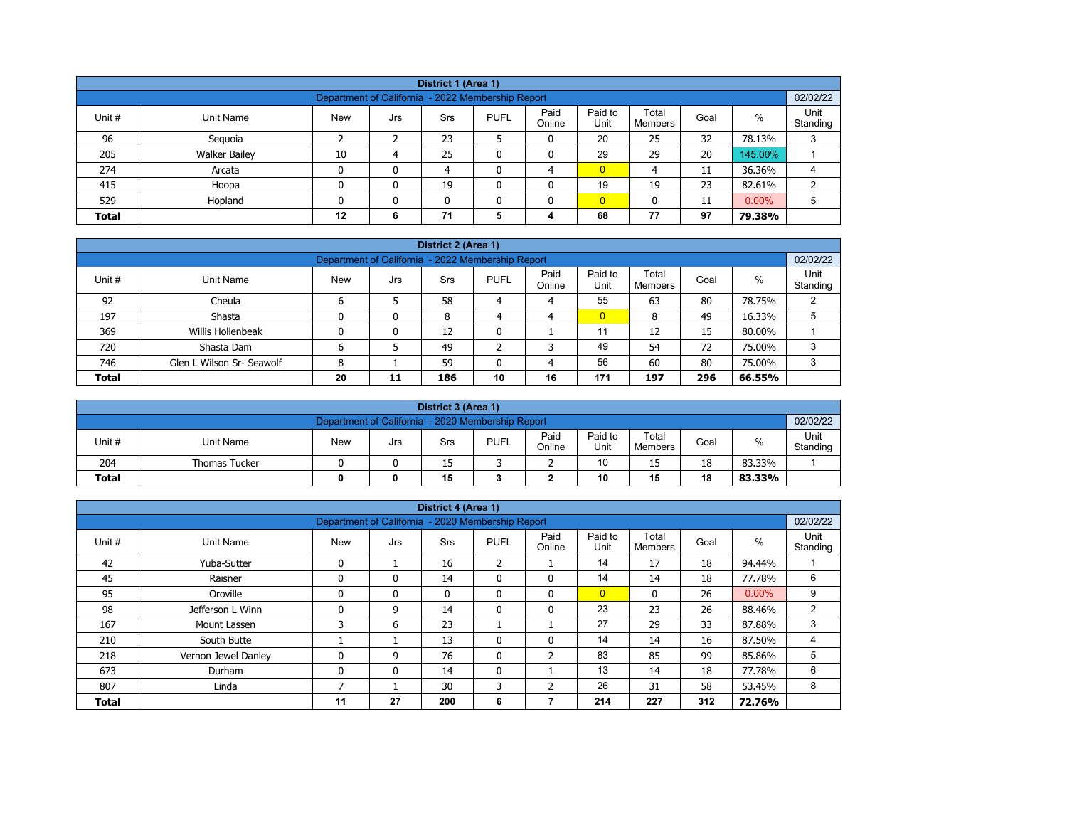| District 1 (Area 1) | | | | | | | | | | |
|---|---|---|---|---|---|---|---|---|---|---|
| Department of California - 2022 Membership Report | | | | | | | | | | 02/02/22 |
| Unit # | Unit Name | New | Jrs | Srs | PUFL | Paid Online | Paid to Unit | Total Members | Goal | % | Unit Standing |
| 96 | Sequoia | 2 | 2 | 23 | 5 | 0 | 20 | 25 | 32 | 78.13% | 3 |
| 205 | Walker Bailey | 10 | 4 | 25 | 0 | 0 | 29 | 29 | 20 | 145.00% | 1 |
| 274 | Arcata | 0 | 0 | 4 | 0 | 4 | 0 | 4 | 11 | 36.36% | 4 |
| 415 | Hoopa | 0 | 0 | 19 | 0 | 0 | 19 | 19 | 23 | 82.61% | 2 |
| 529 | Hopland | 0 | 0 | 0 | 0 | 0 | 0 | 0 | 11 | 0.00% | 5 |
| **Total** | | **12** | **6** | **71** | **5** | **4** | **68** | **77** | **97** | **79.38%** | |

| District 2 (Area 1) | | | | | | | | | | | |
|---|---|---|---|---|---|---|---|---|---|---|---|
| Department of California - 2022 Membership Report | | | | | | | | | | | 02/02/22 |
| Unit # | Unit Name | New | Jrs | Srs | PUFL | Paid Online | Paid to Unit | Total Members | Goal | % | Unit Standing |
| 92 | Cheula | 6 | 5 | 58 | 4 | 4 | 55 | 63 | 80 | 78.75% | 2 |
| 197 | Shasta | 0 | 0 | 8 | 4 | 4 | 0 | 8 | 49 | 16.33% | 5 |
| 369 | Willis Hollenbeak | 0 | 0 | 12 | 0 | 1 | 11 | 12 | 15 | 80.00% | 1 |
| 720 | Shasta Dam | 6 | 5 | 49 | 2 | 3 | 49 | 54 | 72 | 75.00% | 3 |
| 746 | Glen L Wilson Sr- Seawolf | 8 | 1 | 59 | 0 | 4 | 56 | 60 | 80 | 75.00% | 3 |
| **Total** | | **20** | **11** | **186** | **10** | **16** | **171** | **197** | **296** | **66.55%** | |

| District 3 (Area 1) | | | | | | | | | | | |
|---|---|---|---|---|---|---|---|---|---|---|---|
| Department of California - 2020 Membership Report | | | | | | | | | | | 02/02/22 |
| Unit # | Unit Name | New | Jrs | Srs | PUFL | Paid Online | Paid to Unit | Total Members | Goal | % | Unit Standing |
| 204 | Thomas Tucker | 0 | 0 | 15 | 3 | 2 | 10 | 15 | 18 | 83.33% | 1 |
| **Total** | | **0** | **0** | **15** | **3** | **2** | **10** | **15** | **18** | **83.33%** | |

| District 4 (Area 1) | | | | | | | | | | | |
|---|---|---|---|---|---|---|---|---|---|---|---|
| Department of California - 2020 Membership Report | | | | | | | | | | | 02/02/22 |
| Unit # | Unit Name | New | Jrs | Srs | PUFL | Paid Online | Paid to Unit | Total Members | Goal | % | Unit Standing |
| 42 | Yuba-Sutter | 0 | 1 | 16 | 2 | 1 | 14 | 17 | 18 | 94.44% | 1 |
| 45 | Raisner | 0 | 0 | 14 | 0 | 0 | 14 | 14 | 18 | 77.78% | 6 |
| 95 | Oroville | 0 | 0 | 0 | 0 | 0 | 0 | 0 | 26 | 0.00% | 9 |
| 98 | Jefferson L Winn | 0 | 9 | 14 | 0 | 0 | 23 | 23 | 26 | 88.46% | 2 |
| 167 | Mount Lassen | 3 | 6 | 23 | 1 | 1 | 27 | 29 | 33 | 87.88% | 3 |
| 210 | South Butte | 1 | 1 | 13 | 0 | 0 | 14 | 14 | 16 | 87.50% | 4 |
| 218 | Vernon Jewel Danley | 0 | 9 | 76 | 0 | 2 | 83 | 85 | 99 | 85.86% | 5 |
| 673 | Durham | 0 | 0 | 14 | 0 | 1 | 13 | 14 | 18 | 77.78% | 6 |
| 807 | Linda | 7 | 1 | 30 | 3 | 2 | 26 | 31 | 58 | 53.45% | 8 |
| **Total** | | **11** | **27** | **200** | **6** | **7** | **214** | **227** | **312** | **72.76%** | |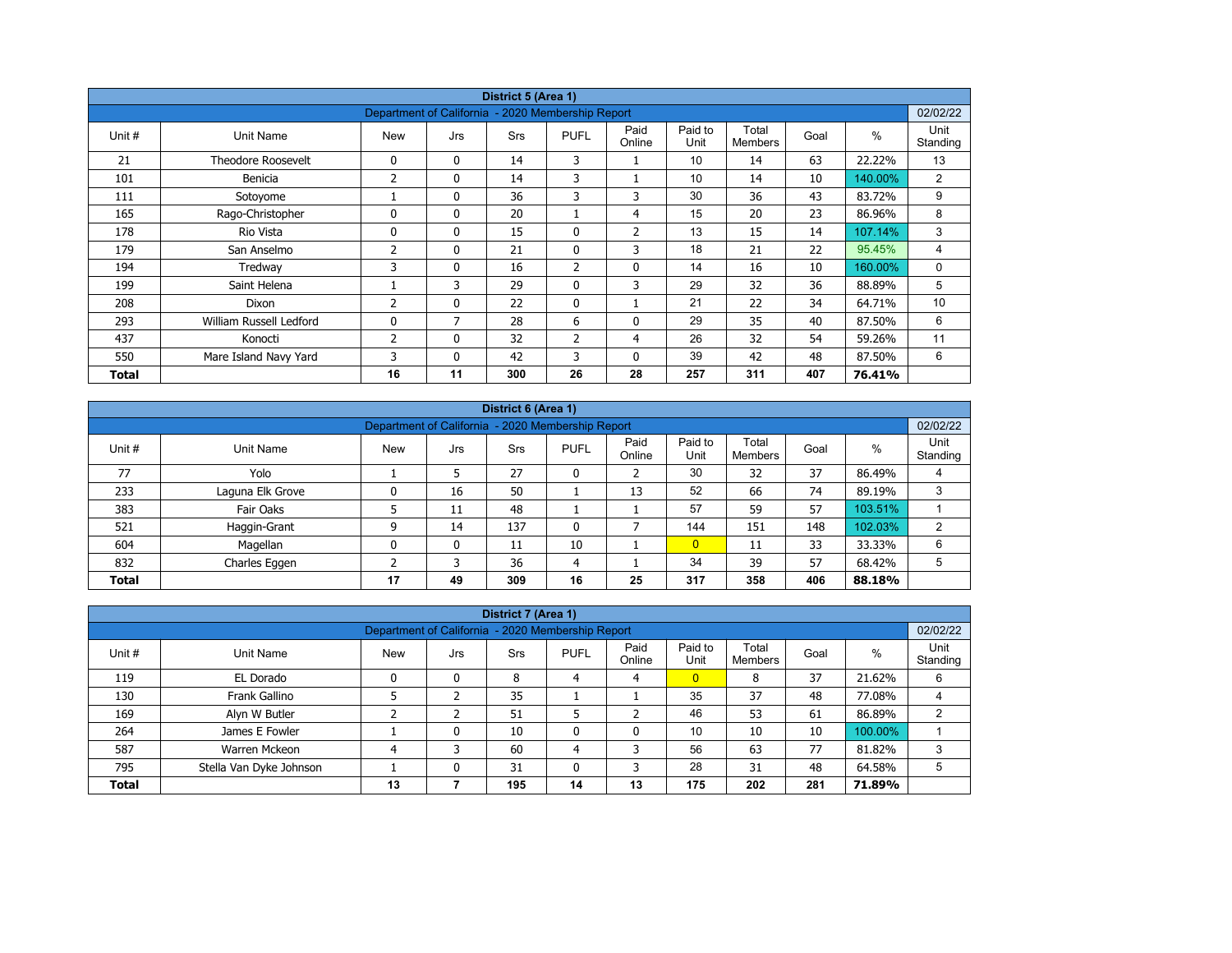| District 5 (Area 1) | | | | | | | | | | | |
|---|---|---|---|---|---|---|---|---|---|---|---|
| Department of California - 2020 Membership Report | | | | | | | | | | | 02/02/22 |
| Unit # | Unit Name | New | Jrs | Srs | PUFL | Paid Online | Paid to Unit | Total Members | Goal | % | Unit Standing |
| 21 | Theodore Roosevelt | 0 | 0 | 14 | 3 | 1 | 10 | 14 | 63 | 22.22% | 13 |
| 101 | Benicia | 2 | 0 | 14 | 3 | 1 | 10 | 14 | 10 | 140.00% | 2 |
| 111 | Sotoyome | 1 | 0 | 36 | 3 | 3 | 30 | 36 | 43 | 83.72% | 9 |
| 165 | Rago-Christopher | 0 | 0 | 20 | 1 | 4 | 15 | 20 | 23 | 86.96% | 8 |
| 178 | Rio Vista | 0 | 0 | 15 | 0 | 2 | 13 | 15 | 14 | 107.14% | 3 |
| 179 | San Anselmo | 2 | 0 | 21 | 0 | 3 | 18 | 21 | 22 | 95.45% | 4 |
| 194 | Tredway | 3 | 0 | 16 | 2 | 0 | 14 | 16 | 10 | 160.00% | 0 |
| 199 | Saint Helena | 1 | 3 | 29 | 0 | 3 | 29 | 32 | 36 | 88.89% | 5 |
| 208 | Dixon | 2 | 0 | 22 | 0 | 1 | 21 | 22 | 34 | 64.71% | 10 |
| 293 | William Russell Ledford | 0 | 7 | 28 | 6 | 0 | 29 | 35 | 40 | 87.50% | 6 |
| 437 | Konocti | 2 | 0 | 32 | 2 | 4 | 26 | 32 | 54 | 59.26% | 11 |
| 550 | Mare Island Navy Yard | 3 | 0 | 42 | 3 | 0 | 39 | 42 | 48 | 87.50% | 6 |
| **Total** | | **16** | **11** | **300** | **26** | **28** | **257** | **311** | **407** | **76.41%** | |

| District 6 (Area 1) | | | | | | | | | | | |
|---|---|---|---|---|---|---|---|---|---|---|---|
| Department of California - 2020 Membership Report | | | | | | | | | | | 02/02/22 |
| Unit # | Unit Name | New | Jrs | Srs | PUFL | Paid Online | Paid to Unit | Total Members | Goal | % | Unit Standing |
| 77 | Yolo | 1 | 5 | 27 | 0 | 2 | 30 | 32 | 37 | 86.49% | 4 |
| 233 | Laguna Elk Grove | 0 | 16 | 50 | 1 | 13 | 52 | 66 | 74 | 89.19% | 3 |
| 383 | Fair Oaks | 5 | 11 | 48 | 1 | 1 | 57 | 59 | 57 | 103.51% | 1 |
| 521 | Haggin-Grant | 9 | 14 | 137 | 0 | 7 | 144 | 151 | 148 | 102.03% | 2 |
| 604 | Magellan | 0 | 0 | 11 | 10 | 1 | 0 | 11 | 33 | 33.33% | 6 |
| 832 | Charles Eggen | 2 | 3 | 36 | 4 | 1 | 34 | 39 | 57 | 68.42% | 5 |
| **Total** | | **17** | **49** | **309** | **16** | **25** | **317** | **358** | **406** | **88.18%** | |

| District 7 (Area 1) | | | | | | | | | | | |
|---|---|---|---|---|---|---|---|---|---|---|---|
| Department of California - 2020 Membership Report | | | | | | | | | | | 02/02/22 |
| Unit # | Unit Name | New | Jrs | Srs | PUFL | Paid Online | Paid to Unit | Total Members | Goal | % | Unit Standing |
| 119 | EL Dorado | 0 | 0 | 8 | 4 | 4 | 0 | 8 | 37 | 21.62% | 6 |
| 130 | Frank Gallino | 5 | 2 | 35 | 1 | 1 | 35 | 37 | 48 | 77.08% | 4 |
| 169 | Alyn W Butler | 2 | 2 | 51 | 5 | 2 | 46 | 53 | 61 | 86.89% | 2 |
| 264 | James E Fowler | 1 | 0 | 10 | 0 | 0 | 10 | 10 | 10 | 100.00% | 1 |
| 587 | Warren Mckeon | 4 | 3 | 60 | 4 | 3 | 56 | 63 | 77 | 81.82% | 3 |
| 795 | Stella Van Dyke Johnson | 1 | 0 | 31 | 0 | 3 | 28 | 31 | 48 | 64.58% | 5 |
| **Total** | | **13** | **7** | **195** | **14** | **13** | **175** | **202** | **281** | **71.89%** | |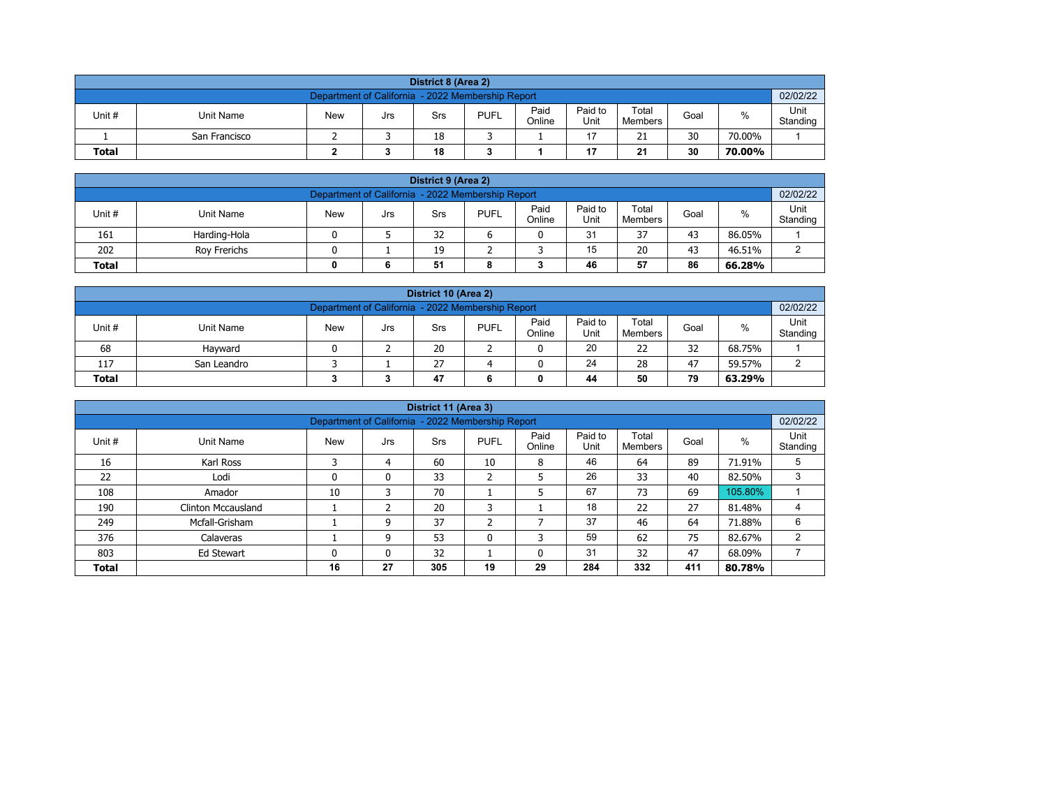| District 8 (Area 2) | | | | | | | | | | | |
|---|---|---|---|---|---|---|---|---|---|---|---|
| Department of California - 2022 Membership Report | | | | | | | | | | | 02/02/22 |
| Unit # | Unit Name | New | Jrs | Srs | PUFL | Paid Online | Paid to Unit | Total Members | Goal | % | Unit Standing |
| 1 | San Francisco | 2 | 3 | 18 | 3 | 1 | 17 | 21 | 30 | 70.00% | 1 |
| **Total** | | **2** | **3** | **18** | **3** | **1** | **17** | **21** | **30** | **70.00%** | |

| District 9 (Area 2) | | | | | | | | | | | |
|---|---|---|---|---|---|---|---|---|---|---|---|
| Department of California - 2022 Membership Report | | | | | | | | | | | 02/02/22 |
| Unit # | Unit Name | New | Jrs | Srs | PUFL | Paid Online | Paid to Unit | Total Members | Goal | % | Unit Standing |
| 161 | Harding-Hola | 0 | 5 | 32 | 6 | 0 | 31 | 37 | 43 | 86.05% | 1 |
| 202 | Roy Frerichs | 0 | 1 | 19 | 2 | 3 | 15 | 20 | 43 | 46.51% | 2 |
| **Total** | | **0** | **6** | **51** | **8** | **3** | **46** | **57** | **86** | **66.28%** | |

| District 10 (Area 2) | | | | | | | | | | | |
|---|---|---|---|---|---|---|---|---|---|---|---|
| Department of California - 2022 Membership Report | | | | | | | | | | | 02/02/22 |
| Unit # | Unit Name | New | Jrs | Srs | PUFL | Paid Online | Paid to Unit | Total Members | Goal | % | Unit Standing |
| 68 | Hayward | 0 | 2 | 20 | 2 | 0 | 20 | 22 | 32 | 68.75% | 1 |
| 117 | San Leandro | 3 | 1 | 27 | 4 | 0 | 24 | 28 | 47 | 59.57% | 2 |
| **Total** | | **3** | **3** | **47** | **6** | **0** | **44** | **50** | **79** | **63.29%** | |

| District 11 (Area 3) | | | | | | | | | | | |
|---|---|---|---|---|---|---|---|---|---|---|---|
| Department of California - 2022 Membership Report | | | | | | | | | | | 02/02/22 |
| Unit # | Unit Name | New | Jrs | Srs | PUFL | Paid Online | Paid to Unit | Total Members | Goal | % | Unit Standing |
| 16 | Karl Ross | 3 | 4 | 60 | 10 | 8 | 46 | 64 | 89 | 71.91% | 5 |
| 22 | Lodi | 0 | 0 | 33 | 2 | 5 | 26 | 33 | 40 | 82.50% | 3 |
| 108 | Amador | 10 | 3 | 70 | 1 | 5 | 67 | 73 | 69 | 105.80% | 1 |
| 190 | Clinton Mccausland | 1 | 2 | 20 | 3 | 1 | 18 | 22 | 27 | 81.48% | 4 |
| 249 | Mcfall-Grisham | 1 | 9 | 37 | 2 | 7 | 37 | 46 | 64 | 71.88% | 6 |
| 376 | Calaveras | 1 | 9 | 53 | 0 | 3 | 59 | 62 | 75 | 82.67% | 2 |
| 803 | Ed Stewart | 0 | 0 | 32 | 1 | 0 | 31 | 32 | 47 | 68.09% | 7 |
| **Total** | | **16** | **27** | **305** | **19** | **29** | **284** | **332** | **411** | **80.78%** | |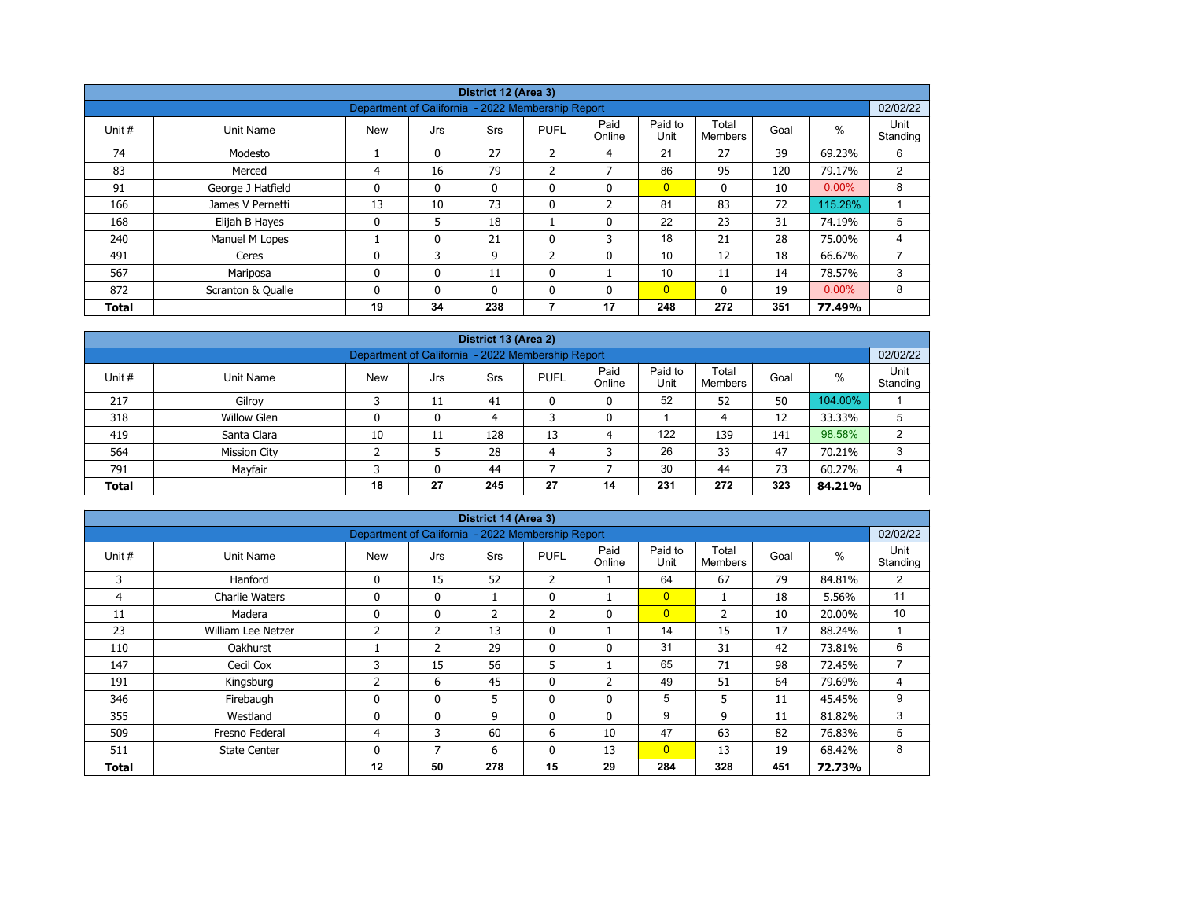## District 12 (Area 3)

| Department of California - 2022 Membership Report | | | | | | | | | | | 02/02/22 |
|---|---|---|---|---|---|---|---|---|---|---|---|
| Unit # | Unit Name | New | Jrs | Srs | PUFL | Paid Online | Paid to Unit | Total Members | Goal | % | Unit Standing |
| 74 | Modesto | 1 | 0 | 27 | 2 | 4 | 21 | 27 | 39 | 69.23% | 6 |
| 83 | Merced | 4 | 16 | 79 | 2 | 7 | 86 | 95 | 120 | 79.17% | 2 |
| 91 | George J Hatfield | 0 | 0 | 0 | 0 | 0 | 0 | 0 | 10 | 0.00% | 8 |
| 166 | James V Pernetti | 13 | 10 | 73 | 0 | 2 | 81 | 83 | 72 | 115.28% | 1 |
| 168 | Elijah B Hayes | 0 | 5 | 18 | 1 | 0 | 22 | 23 | 31 | 74.19% | 5 |
| 240 | Manuel M Lopes | 1 | 0 | 21 | 0 | 3 | 18 | 21 | 28 | 75.00% | 4 |
| 491 | Ceres | 0 | 3 | 9 | 2 | 0 | 10 | 12 | 18 | 66.67% | 7 |
| 567 | Mariposa | 0 | 0 | 11 | 0 | 1 | 10 | 11 | 14 | 78.57% | 3 |
| 872 | Scranton & Qualle | 0 | 0 | 0 | 0 | 0 | 0 | 0 | 19 | 0.00% | 8 |
| **Total** | | **19** | **34** | **238** | **7** | **17** | **248** | **272** | **351** | **77.49%** | |

## District 13 (Area 2)

| Department of California - 2022 Membership Report | | | | | | | | | | | 02/02/22 |
|---|---|---|---|---|---|---|---|---|---|---|---|
| Unit # | Unit Name | New | Jrs | Srs | PUFL | Paid Online | Paid to Unit | Total Members | Goal | % | Unit Standing |
| 217 | Gilroy | 3 | 11 | 41 | 0 | 0 | 52 | 52 | 50 | 104.00% | 1 |
| 318 | Willow Glen | 0 | 0 | 4 | 3 | 0 | 1 | 4 | 12 | 33.33% | 5 |
| 419 | Santa Clara | 10 | 11 | 128 | 13 | 4 | 122 | 139 | 141 | 98.58% | 2 |
| 564 | Mission City | 2 | 5 | 28 | 4 | 3 | 26 | 33 | 47 | 70.21% | 3 |
| 791 | Mayfair | 3 | 0 | 44 | 7 | 7 | 30 | 44 | 73 | 60.27% | 4 |
| **Total** | | **18** | **27** | **245** | **27** | **14** | **231** | **272** | **323** | **84.21%** | |

## District 14 (Area 3)

| Department of California - 2022 Membership Report | | | | | | | | | | | 02/02/22 |
|---|---|---|---|---|---|---|---|---|---|---|---|
| Unit # | Unit Name | New | Jrs | Srs | PUFL | Paid Online | Paid to Unit | Total Members | Goal | % | Unit Standing |
| 3 | Hanford | 0 | 15 | 52 | 2 | 1 | 64 | 67 | 79 | 84.81% | 2 |
| 4 | Charlie Waters | 0 | 0 | 1 | 0 | 1 | 0 | 1 | 18 | 5.56% | 11 |
| 11 | Madera | 0 | 0 | 2 | 2 | 0 | 0 | 2 | 10 | 20.00% | 10 |
| 23 | William Lee Netzer | 2 | 2 | 13 | 0 | 1 | 14 | 15 | 17 | 88.24% | 1 |
| 110 | Oakhurst | 1 | 2 | 29 | 0 | 0 | 31 | 31 | 42 | 73.81% | 6 |
| 147 | Cecil Cox | 3 | 15 | 56 | 5 | 1 | 65 | 71 | 98 | 72.45% | 7 |
| 191 | Kingsburg | 2 | 6 | 45 | 0 | 2 | 49 | 51 | 64 | 79.69% | 4 |
| 346 | Firebaugh | 0 | 0 | 5 | 0 | 0 | 5 | 5 | 11 | 45.45% | 9 |
| 355 | Westland | 0 | 0 | 9 | 0 | 0 | 9 | 9 | 11 | 81.82% | 3 |
| 509 | Fresno Federal | 4 | 3 | 60 | 6 | 10 | 47 | 63 | 82 | 76.83% | 5 |
| 511 | State Center | 0 | 7 | 6 | 0 | 13 | 0 | 13 | 19 | 68.42% | 8 |
| **Total** | | **12** | **50** | **278** | **15** | **29** | **284** | **328** | **451** | **72.73%** | |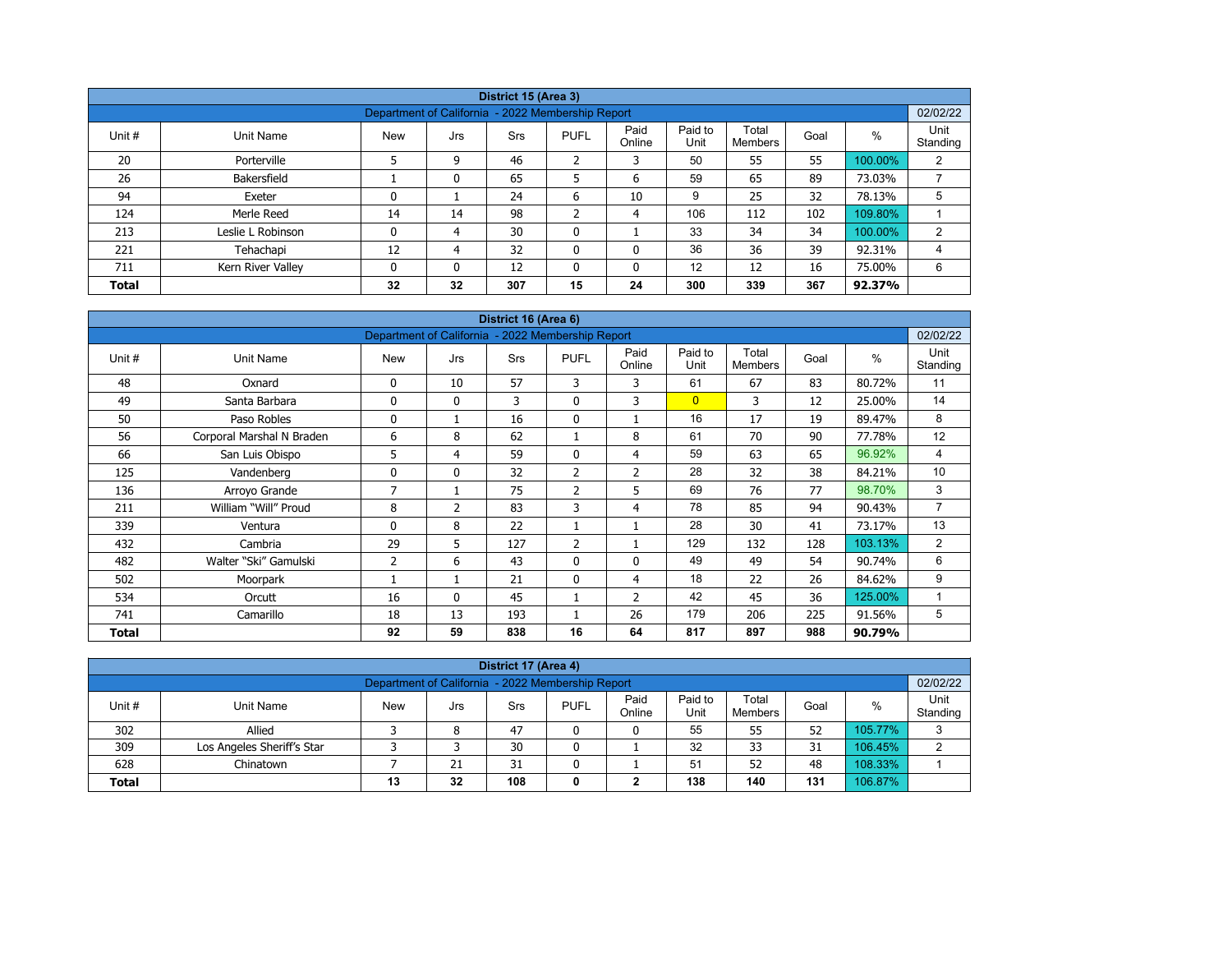## District 15 (Area 3)

Department of California - 2022 Membership Report — 02/02/22

| Unit # | Unit Name | New | Jrs | Srs | PUFL | Paid Online | Paid to Unit | Total Members | Goal | % | Unit Standing |
|---|---|---|---|---|---|---|---|---|---|---|---|
| 20 | Porterville | 5 | 9 | 46 | 2 | 3 | 50 | 55 | 55 | 100.00% | 2 |
| 26 | Bakersfield | 1 | 0 | 65 | 5 | 6 | 59 | 65 | 89 | 73.03% | 7 |
| 94 | Exeter | 0 | 1 | 24 | 6 | 10 | 9 | 25 | 32 | 78.13% | 5 |
| 124 | Merle Reed | 14 | 14 | 98 | 2 | 4 | 106 | 112 | 102 | 109.80% | 1 |
| 213 | Leslie L Robinson | 0 | 4 | 30 | 0 | 1 | 33 | 34 | 34 | 100.00% | 2 |
| 221 | Tehachapi | 12 | 4 | 32 | 0 | 0 | 36 | 36 | 39 | 92.31% | 4 |
| 711 | Kern River Valley | 0 | 0 | 12 | 0 | 0 | 12 | 12 | 16 | 75.00% | 6 |
| **Total** | | **32** | **32** | **307** | **15** | **24** | **300** | **339** | **367** | **92.37%** | |

## District 16 (Area 6)

Department of California - 2022 Membership Report — 02/02/22

| Unit # | Unit Name | New | Jrs | Srs | PUFL | Paid Online | Paid to Unit | Total Members | Goal | % | Unit Standing |
|---|---|---|---|---|---|---|---|---|---|---|---|
| 48 | Oxnard | 0 | 10 | 57 | 3 | 3 | 61 | 67 | 83 | 80.72% | 11 |
| 49 | Santa Barbara | 0 | 0 | 3 | 0 | 3 | 0 | 3 | 12 | 25.00% | 14 |
| 50 | Paso Robles | 0 | 1 | 16 | 0 | 1 | 16 | 17 | 19 | 89.47% | 8 |
| 56 | Corporal Marshal N Braden | 6 | 8 | 62 | 1 | 8 | 61 | 70 | 90 | 77.78% | 12 |
| 66 | San Luis Obispo | 5 | 4 | 59 | 0 | 4 | 59 | 63 | 65 | 96.92% | 4 |
| 125 | Vandenberg | 0 | 0 | 32 | 2 | 2 | 28 | 32 | 38 | 84.21% | 10 |
| 136 | Arroyo Grande | 7 | 1 | 75 | 2 | 5 | 69 | 76 | 77 | 98.70% | 3 |
| 211 | William “Will” Proud | 8 | 2 | 83 | 3 | 4 | 78 | 85 | 94 | 90.43% | 7 |
| 339 | Ventura | 0 | 8 | 22 | 1 | 1 | 28 | 30 | 41 | 73.17% | 13 |
| 432 | Cambria | 29 | 5 | 127 | 2 | 1 | 129 | 132 | 128 | 103.13% | 2 |
| 482 | Walter “Ski” Gamulski | 2 | 6 | 43 | 0 | 0 | 49 | 49 | 54 | 90.74% | 6 |
| 502 | Moorpark | 1 | 1 | 21 | 0 | 4 | 18 | 22 | 26 | 84.62% | 9 |
| 534 | Orcutt | 16 | 0 | 45 | 1 | 2 | 42 | 45 | 36 | 125.00% | 1 |
| 741 | Camarillo | 18 | 13 | 193 | 1 | 26 | 179 | 206 | 225 | 91.56% | 5 |
| **Total** | | **92** | **59** | **838** | **16** | **64** | **817** | **897** | **988** | **90.79%** | |

## District 17 (Area 4)

Department of California - 2022 Membership Report — 02/02/22

| Unit # | Unit Name | New | Jrs | Srs | PUFL | Paid Online | Paid to Unit | Total Members | Goal | % | Unit Standing |
|---|---|---|---|---|---|---|---|---|---|---|---|
| 302 | Allied | 3 | 8 | 47 | 0 | 0 | 55 | 55 | 52 | 105.77% | 3 |
| 309 | Los Angeles Sheriff's Star | 3 | 3 | 30 | 0 | 1 | 32 | 33 | 31 | 106.45% | 2 |
| 628 | Chinatown | 7 | 21 | 31 | 0 | 1 | 51 | 52 | 48 | 108.33% | 1 |
| **Total** | | **13** | **32** | **108** | **0** | **2** | **138** | **140** | **131** | **106.87%** | |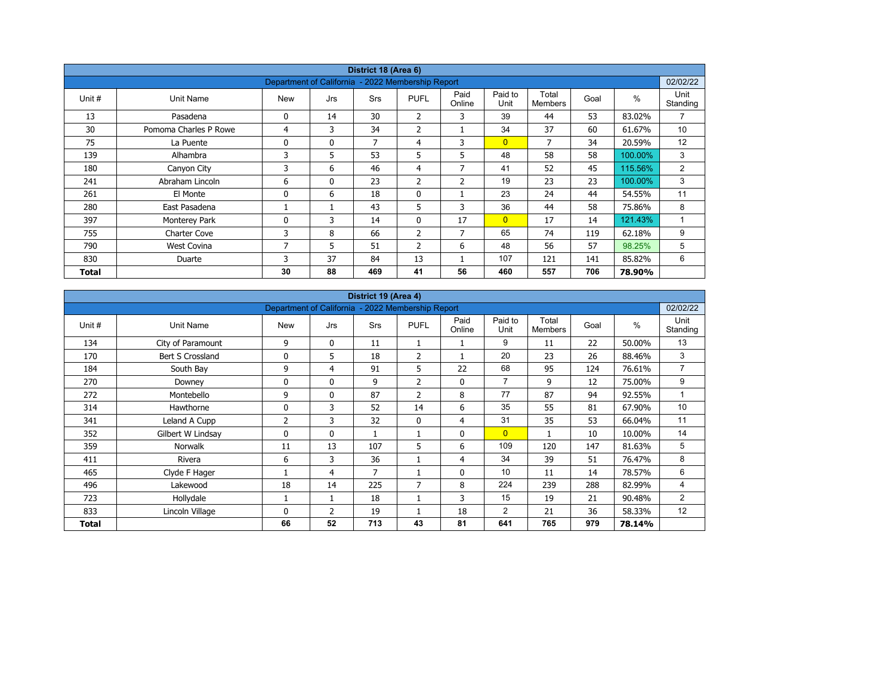| District 18 (Area 6) | | | | | | | | | | | |
|---|---|---|---|---|---|---|---|---|---|---|---|
| Department of California - 2022 Membership Report | | | | | | | | | | | 02/02/22 |
| Unit # | Unit Name | New | Jrs | Srs | PUFL | Paid Online | Paid to Unit | Total Members | Goal | % | Unit Standing |
| 13 | Pasadena | 0 | 14 | 30 | 2 | 3 | 39 | 44 | 53 | 83.02% | 7 |
| 30 | Pomona Charles P Rowe | 4 | 3 | 34 | 2 | 1 | 34 | 37 | 60 | 61.67% | 10 |
| 75 | La Puente | 0 | 0 | 7 | 4 | 3 | 0 | 7 | 34 | 20.59% | 12 |
| 139 | Alhambra | 3 | 5 | 53 | 5 | 5 | 48 | 58 | 58 | 100.00% | 3 |
| 180 | Canyon City | 3 | 6 | 46 | 4 | 7 | 41 | 52 | 45 | 115.56% | 2 |
| 241 | Abraham Lincoln | 6 | 0 | 23 | 2 | 2 | 19 | 23 | 23 | 100.00% | 3 |
| 261 | El Monte | 0 | 6 | 18 | 0 | 1 | 23 | 24 | 44 | 54.55% | 11 |
| 280 | East Pasadena | 1 | 1 | 43 | 5 | 3 | 36 | 44 | 58 | 75.86% | 8 |
| 397 | Monterey Park | 0 | 3 | 14 | 0 | 17 | 0 | 17 | 14 | 121.43% | 1 |
| 755 | Charter Cove | 3 | 8 | 66 | 2 | 7 | 65 | 74 | 119 | 62.18% | 9 |
| 790 | West Covina | 7 | 5 | 51 | 2 | 6 | 48 | 56 | 57 | 98.25% | 5 |
| 830 | Duarte | 3 | 37 | 84 | 13 | 1 | 107 | 121 | 141 | 85.82% | 6 |
| **Total** | | **30** | **88** | **469** | **41** | **56** | **460** | **557** | **706** | **78.90%** | |

| District 19 (Area 4) | | | | | | | | | | | |
|---|---|---|---|---|---|---|---|---|---|---|---|
| Department of California - 2022 Membership Report | | | | | | | | | | | 02/02/22 |
| Unit # | Unit Name | New | Jrs | Srs | PUFL | Paid Online | Paid to Unit | Total Members | Goal | % | Unit Standing |
| 134 | City of Paramount | 9 | 0 | 11 | 1 | 1 | 9 | 11 | 22 | 50.00% | 13 |
| 170 | Bert S Crossland | 0 | 5 | 18 | 2 | 1 | 20 | 23 | 26 | 88.46% | 3 |
| 184 | South Bay | 9 | 4 | 91 | 5 | 22 | 68 | 95 | 124 | 76.61% | 7 |
| 270 | Downey | 0 | 0 | 9 | 2 | 0 | 7 | 9 | 12 | 75.00% | 9 |
| 272 | Montebello | 9 | 0 | 87 | 2 | 8 | 77 | 87 | 94 | 92.55% | 1 |
| 314 | Hawthorne | 0 | 3 | 52 | 14 | 6 | 35 | 55 | 81 | 67.90% | 10 |
| 341 | Leland A Cupp | 2 | 3 | 32 | 0 | 4 | 31 | 35 | 53 | 66.04% | 11 |
| 352 | Gilbert W Lindsay | 0 | 0 | 1 | 1 | 0 | 0 | 1 | 10 | 10.00% | 14 |
| 359 | Norwalk | 11 | 13 | 107 | 5 | 6 | 109 | 120 | 147 | 81.63% | 5 |
| 411 | Rivera | 6 | 3 | 36 | 1 | 4 | 34 | 39 | 51 | 76.47% | 8 |
| 465 | Clyde F Hager | 1 | 4 | 7 | 1 | 0 | 10 | 11 | 14 | 78.57% | 6 |
| 496 | Lakewood | 18 | 14 | 225 | 7 | 8 | 224 | 239 | 288 | 82.99% | 4 |
| 723 | Hollydale | 1 | 1 | 18 | 1 | 3 | 15 | 19 | 21 | 90.48% | 2 |
| 833 | Lincoln Village | 0 | 2 | 19 | 1 | 18 | 2 | 21 | 36 | 58.33% | 12 |
| **Total** | | **66** | **52** | **713** | **43** | **81** | **641** | **765** | **979** | **78.14%** | |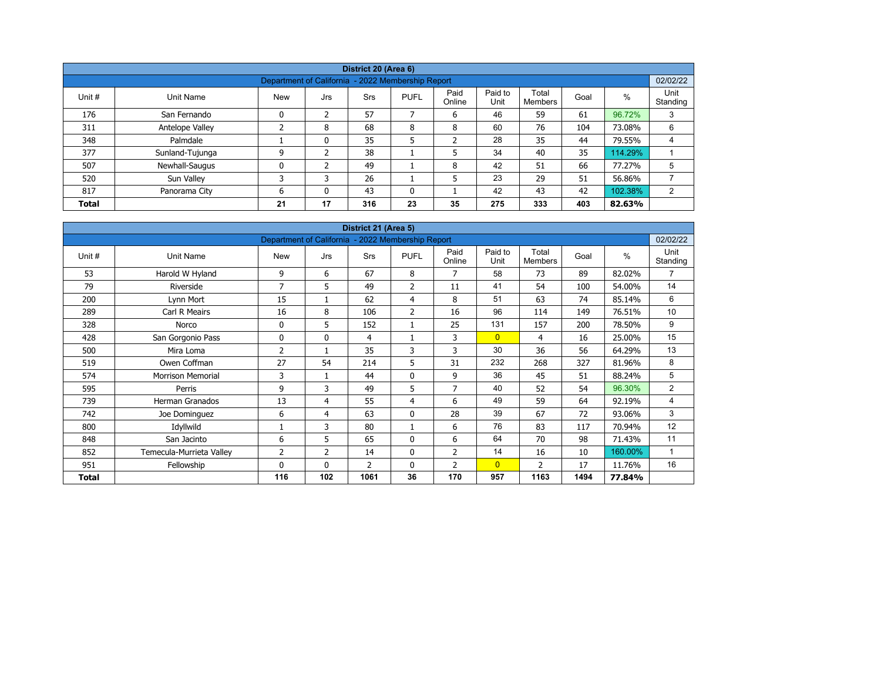| District 20 (Area 6) | | | | | | | | | | |
|---|---|---|---|---|---|---|---|---|---|---|
| Department of California - 2022 Membership Report | | | | | | | | | | 02/02/22 |
| Unit # | Unit Name | New | Jrs | Srs | PUFL | Paid Online | Paid to Unit | Total Members | Goal | % | Unit Standing |
| 176 | San Fernando | 0 | 2 | 57 | 7 | 6 | 46 | 59 | 61 | 96.72% | 3 |
| 311 | Antelope Valley | 2 | 8 | 68 | 8 | 8 | 60 | 76 | 104 | 73.08% | 6 |
| 348 | Palmdale | 1 | 0 | 35 | 5 | 2 | 28 | 35 | 44 | 79.55% | 4 |
| 377 | Sunland-Tujunga | 9 | 2 | 38 | 1 | 5 | 34 | 40 | 35 | 114.29% | 1 |
| 507 | Newhall-Saugus | 0 | 2 | 49 | 1 | 8 | 42 | 51 | 66 | 77.27% | 5 |
| 520 | Sun Valley | 3 | 3 | 26 | 1 | 5 | 23 | 29 | 51 | 56.86% | 7 |
| 817 | Panorama City | 6 | 0 | 43 | 0 | 1 | 42 | 43 | 42 | 102.38% | 2 |
| **Total** | | **21** | **17** | **316** | **23** | **35** | **275** | **333** | **403** | **82.63%** | |

| District 21 (Area 5) | | | | | | | | | | | |
|---|---|---|---|---|---|---|---|---|---|---|---|
| Department of California - 2022 Membership Report | | | | | | | | | | | 02/02/22 |
| Unit # | Unit Name | New | Jrs | Srs | PUFL | Paid Online | Paid to Unit | Total Members | Goal | % | Unit Standing |
| 53 | Harold W Hyland | 9 | 6 | 67 | 8 | 7 | 58 | 73 | 89 | 82.02% | 7 |
| 79 | Riverside | 7 | 5 | 49 | 2 | 11 | 41 | 54 | 100 | 54.00% | 14 |
| 200 | Lynn Mort | 15 | 1 | 62 | 4 | 8 | 51 | 63 | 74 | 85.14% | 6 |
| 289 | Carl R Meairs | 16 | 8 | 106 | 2 | 16 | 96 | 114 | 149 | 76.51% | 10 |
| 328 | Norco | 0 | 5 | 152 | 1 | 25 | 131 | 157 | 200 | 78.50% | 9 |
| 428 | San Gorgonio Pass | 0 | 0 | 4 | 1 | 3 | 0 | 4 | 16 | 25.00% | 15 |
| 500 | Mira Loma | 2 | 1 | 35 | 3 | 3 | 30 | 36 | 56 | 64.29% | 13 |
| 519 | Owen Coffman | 27 | 54 | 214 | 5 | 31 | 232 | 268 | 327 | 81.96% | 8 |
| 574 | Morrison Memorial | 3 | 1 | 44 | 0 | 9 | 36 | 45 | 51 | 88.24% | 5 |
| 595 | Perris | 9 | 3 | 49 | 5 | 7 | 40 | 52 | 54 | 96.30% | 2 |
| 739 | Herman Granados | 13 | 4 | 55 | 4 | 6 | 49 | 59 | 64 | 92.19% | 4 |
| 742 | Joe Dominguez | 6 | 4 | 63 | 0 | 28 | 39 | 67 | 72 | 93.06% | 3 |
| 800 | Idyllwild | 1 | 3 | 80 | 1 | 6 | 76 | 83 | 117 | 70.94% | 12 |
| 848 | San Jacinto | 6 | 5 | 65 | 0 | 6 | 64 | 70 | 98 | 71.43% | 11 |
| 852 | Temecula-Murrieta Valley | 2 | 2 | 14 | 0 | 2 | 14 | 16 | 10 | 160.00% | 1 |
| 951 | Fellowship | 0 | 0 | 2 | 0 | 2 | 0 | 2 | 17 | 11.76% | 16 |
| **Total** | | **116** | **102** | **1061** | **36** | **170** | **957** | **1163** | **1494** | **77.84%** | |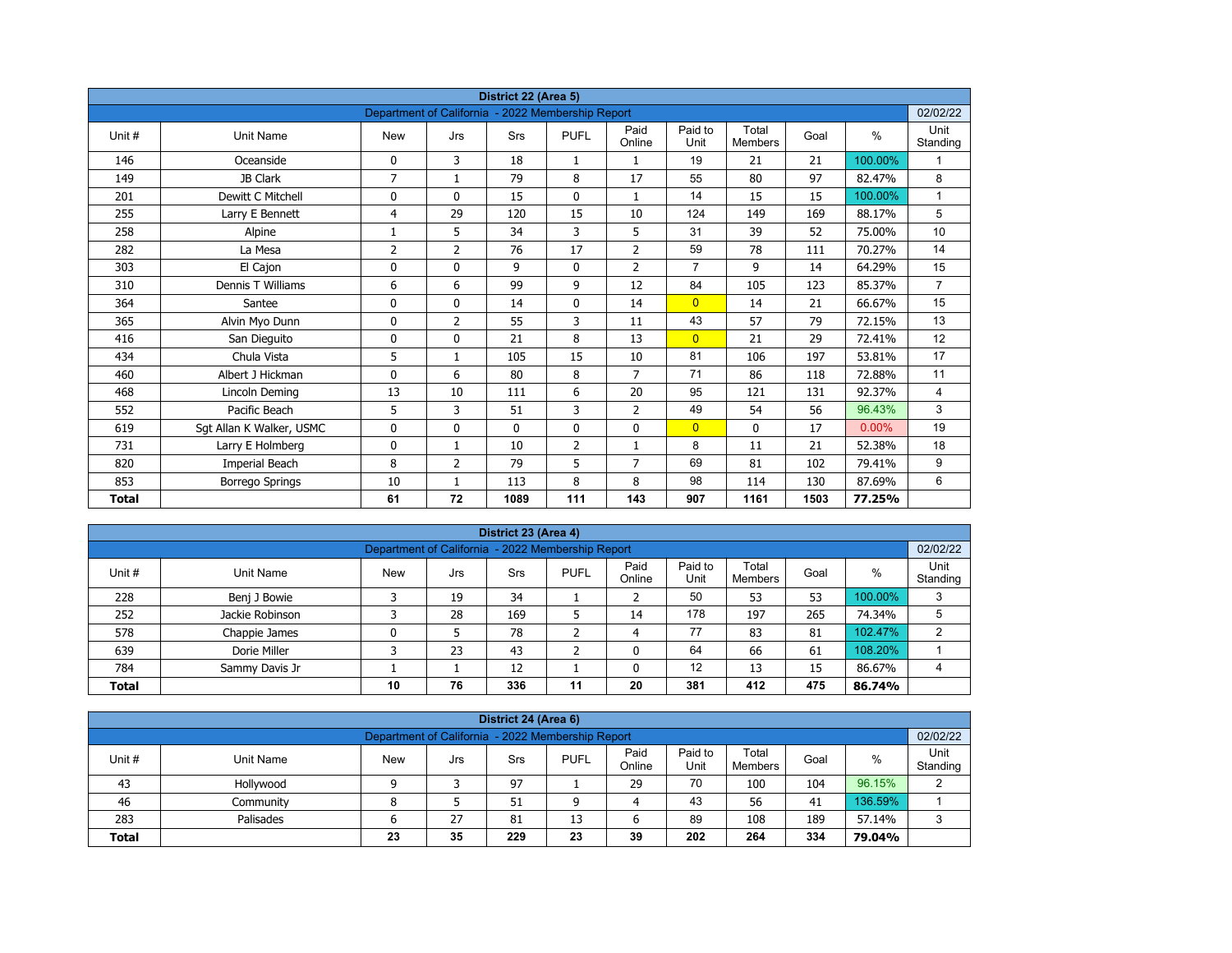| District 22 (Area 5) | | | | | | | | | | |
|---|---|---|---|---|---|---|---|---|---|---|
| Department of California - 2022 Membership Report | | | | | | | | | | 02/02/22 |
| Unit # | Unit Name | New | Jrs | Srs | PUFL | Paid Online | Paid to Unit | Total Members | Goal | % | Unit Standing |
| 146 | Oceanside | 0 | 3 | 18 | 1 | 1 | 19 | 21 | 21 | 100.00% | 1 |
| 149 | JB Clark | 7 | 1 | 79 | 8 | 17 | 55 | 80 | 97 | 82.47% | 8 |
| 201 | Dewitt C Mitchell | 0 | 0 | 15 | 0 | 1 | 14 | 15 | 15 | 100.00% | 1 |
| 255 | Larry E Bennett | 4 | 29 | 120 | 15 | 10 | 124 | 149 | 169 | 88.17% | 5 |
| 258 | Alpine | 1 | 5 | 34 | 3 | 5 | 31 | 39 | 52 | 75.00% | 10 |
| 282 | La Mesa | 2 | 2 | 76 | 17 | 2 | 59 | 78 | 111 | 70.27% | 14 |
| 303 | El Cajon | 0 | 0 | 9 | 0 | 2 | 7 | 9 | 14 | 64.29% | 15 |
| 310 | Dennis T Williams | 6 | 6 | 99 | 9 | 12 | 84 | 105 | 123 | 85.37% | 7 |
| 364 | Santee | 0 | 0 | 14 | 0 | 14 | 0 | 14 | 21 | 66.67% | 15 |
| 365 | Alvin Myo Dunn | 0 | 2 | 55 | 3 | 11 | 43 | 57 | 79 | 72.15% | 13 |
| 416 | San Dieguito | 0 | 0 | 21 | 8 | 13 | 0 | 21 | 29 | 72.41% | 12 |
| 434 | Chula Vista | 5 | 1 | 105 | 15 | 10 | 81 | 106 | 197 | 53.81% | 17 |
| 460 | Albert J Hickman | 0 | 6 | 80 | 8 | 7 | 71 | 86 | 118 | 72.88% | 11 |
| 468 | Lincoln Deming | 13 | 10 | 111 | 6 | 20 | 95 | 121 | 131 | 92.37% | 4 |
| 552 | Pacific Beach | 5 | 3 | 51 | 3 | 2 | 49 | 54 | 56 | 96.43% | 3 |
| 619 | Sgt Allan K Walker, USMC | 0 | 0 | 0 | 0 | 0 | 0 | 0 | 17 | 0.00% | 19 |
| 731 | Larry E Holmberg | 0 | 1 | 10 | 2 | 1 | 8 | 11 | 21 | 52.38% | 18 |
| 820 | Imperial Beach | 8 | 2 | 79 | 5 | 7 | 69 | 81 | 102 | 79.41% | 9 |
| 853 | Borrego Springs | 10 | 1 | 113 | 8 | 8 | 98 | 114 | 130 | 87.69% | 6 |
| **Total** | | **61** | **72** | **1089** | **111** | **143** | **907** | **1161** | **1503** | **77.25%** | |

| District 23 (Area 4) | | | | | | | | | | |
|---|---|---|---|---|---|---|---|---|---|---|
| Department of California - 2022 Membership Report | | | | | | | | | | 02/02/22 |
| Unit # | Unit Name | New | Jrs | Srs | PUFL | Paid Online | Paid to Unit | Total Members | Goal | % | Unit Standing |
| 228 | Benj J Bowie | 3 | 19 | 34 | 1 | 2 | 50 | 53 | 53 | 100.00% | 3 |
| 252 | Jackie Robinson | 3 | 28 | 169 | 5 | 14 | 178 | 197 | 265 | 74.34% | 5 |
| 578 | Chappie James | 0 | 5 | 78 | 2 | 4 | 77 | 83 | 81 | 102.47% | 2 |
| 639 | Dorie Miller | 3 | 23 | 43 | 2 | 0 | 64 | 66 | 61 | 108.20% | 1 |
| 784 | Sammy Davis Jr | 1 | 1 | 12 | 1 | 0 | 12 | 13 | 15 | 86.67% | 4 |
| **Total** | | **10** | **76** | **336** | **11** | **20** | **381** | **412** | **475** | **86.74%** | |

| District 24 (Area 6) | | | | | | | | | | |
|---|---|---|---|---|---|---|---|---|---|---|
| Department of California - 2022 Membership Report | | | | | | | | | | 02/02/22 |
| Unit # | Unit Name | New | Jrs | Srs | PUFL | Paid Online | Paid to Unit | Total Members | Goal | % | Unit Standing |
| 43 | Hollywood | 9 | 3 | 97 | 1 | 29 | 70 | 100 | 104 | 96.15% | 2 |
| 46 | Community | 8 | 5 | 51 | 9 | 4 | 43 | 56 | 41 | 136.59% | 1 |
| 283 | Palisades | 6 | 27 | 81 | 13 | 6 | 89 | 108 | 189 | 57.14% | 3 |
| **Total** | | **23** | **35** | **229** | **23** | **39** | **202** | **264** | **334** | **79.04%** | |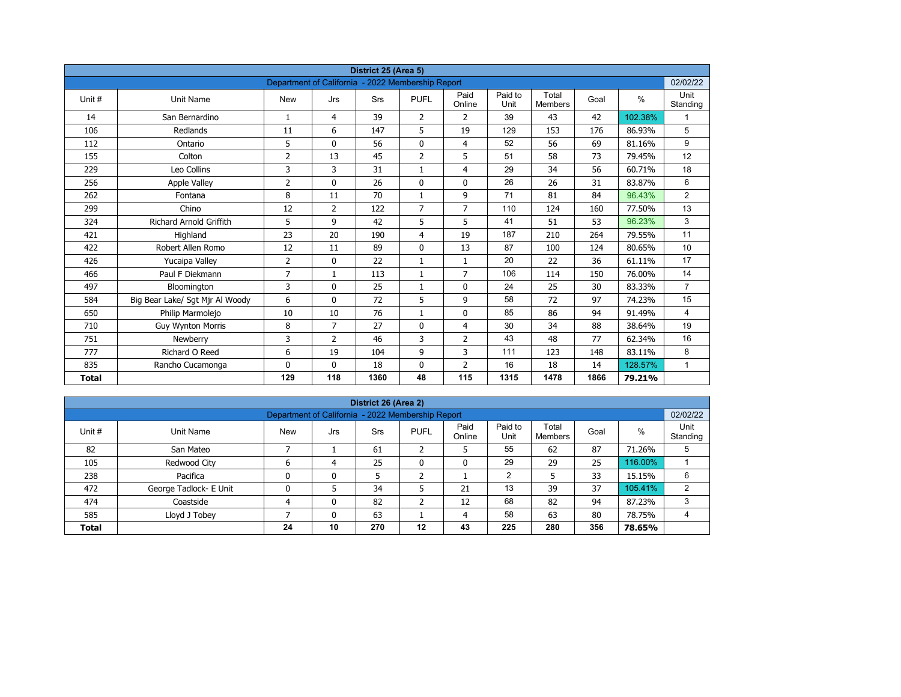| District 25 (Area 5) | | | | | | | | | | | |
|---|---|---|---|---|---|---|---|---|---|---|---|
| Department of California - 2022 Membership Report | | | | | | | | | | | 02/02/22 |
| Unit # | Unit Name | New | Jrs | Srs | PUFL | Paid Online | Paid to Unit | Total Members | Goal | % | Unit Standing |
| 14 | San Bernardino | 1 | 4 | 39 | 2 | 2 | 39 | 43 | 42 | 102.38% | 1 |
| 106 | Redlands | 11 | 6 | 147 | 5 | 19 | 129 | 153 | 176 | 86.93% | 5 |
| 112 | Ontario | 5 | 0 | 56 | 0 | 4 | 52 | 56 | 69 | 81.16% | 9 |
| 155 | Colton | 2 | 13 | 45 | 2 | 5 | 51 | 58 | 73 | 79.45% | 12 |
| 229 | Leo Collins | 3 | 3 | 31 | 1 | 4 | 29 | 34 | 56 | 60.71% | 18 |
| 256 | Apple Valley | 2 | 0 | 26 | 0 | 0 | 26 | 26 | 31 | 83.87% | 6 |
| 262 | Fontana | 8 | 11 | 70 | 1 | 9 | 71 | 81 | 84 | 96.43% | 2 |
| 299 | Chino | 12 | 2 | 122 | 7 | 7 | 110 | 124 | 160 | 77.50% | 13 |
| 324 | Richard Arnold Griffith | 5 | 9 | 42 | 5 | 5 | 41 | 51 | 53 | 96.23% | 3 |
| 421 | Highland | 23 | 20 | 190 | 4 | 19 | 187 | 210 | 264 | 79.55% | 11 |
| 422 | Robert Allen Romo | 12 | 11 | 89 | 0 | 13 | 87 | 100 | 124 | 80.65% | 10 |
| 426 | Yucaipa Valley | 2 | 0 | 22 | 1 | 1 | 20 | 22 | 36 | 61.11% | 17 |
| 466 | Paul F Diekmann | 7 | 1 | 113 | 1 | 7 | 106 | 114 | 150 | 76.00% | 14 |
| 497 | Bloomington | 3 | 0 | 25 | 1 | 0 | 24 | 25 | 30 | 83.33% | 7 |
| 584 | Big Bear Lake/ Sgt Mjr Al Woody | 6 | 0 | 72 | 5 | 9 | 58 | 72 | 97 | 74.23% | 15 |
| 650 | Philip Marmolejo | 10 | 10 | 76 | 1 | 0 | 85 | 86 | 94 | 91.49% | 4 |
| 710 | Guy Wynton Morris | 8 | 7 | 27 | 0 | 4 | 30 | 34 | 88 | 38.64% | 19 |
| 751 | Newberry | 3 | 2 | 46 | 3 | 2 | 43 | 48 | 77 | 62.34% | 16 |
| 777 | Richard O Reed | 6 | 19 | 104 | 9 | 3 | 111 | 123 | 148 | 83.11% | 8 |
| 835 | Rancho Cucamonga | 0 | 0 | 18 | 0 | 2 | 16 | 18 | 14 | 128.57% | 1 |
| **Total** | | **129** | **118** | **1360** | **48** | **115** | **1315** | **1478** | **1866** | **79.21%** | |

| District 26 (Area 2) | | | | | | | | | | | |
|---|---|---|---|---|---|---|---|---|---|---|---|
| Department of California - 2022 Membership Report | | | | | | | | | | | 02/02/22 |
| Unit # | Unit Name | New | Jrs | Srs | PUFL | Paid Online | Paid to Unit | Total Members | Goal | % | Unit Standing |
| 82 | San Mateo | 7 | 1 | 61 | 2 | 5 | 55 | 62 | 87 | 71.26% | 5 |
| 105 | Redwood City | 6 | 4 | 25 | 0 | 0 | 29 | 29 | 25 | 116.00% | 1 |
| 238 | Pacifica | 0 | 0 | 5 | 2 | 1 | 2 | 5 | 33 | 15.15% | 6 |
| 472 | George Tadlock- E Unit | 0 | 5 | 34 | 5 | 21 | 13 | 39 | 37 | 105.41% | 2 |
| 474 | Coastside | 4 | 0 | 82 | 2 | 12 | 68 | 82 | 94 | 87.23% | 3 |
| 585 | Lloyd J Tobey | 7 | 0 | 63 | 1 | 4 | 58 | 63 | 80 | 78.75% | 4 |
| **Total** | | **24** | **10** | **270** | **12** | **43** | **225** | **280** | **356** | **78.65%** | |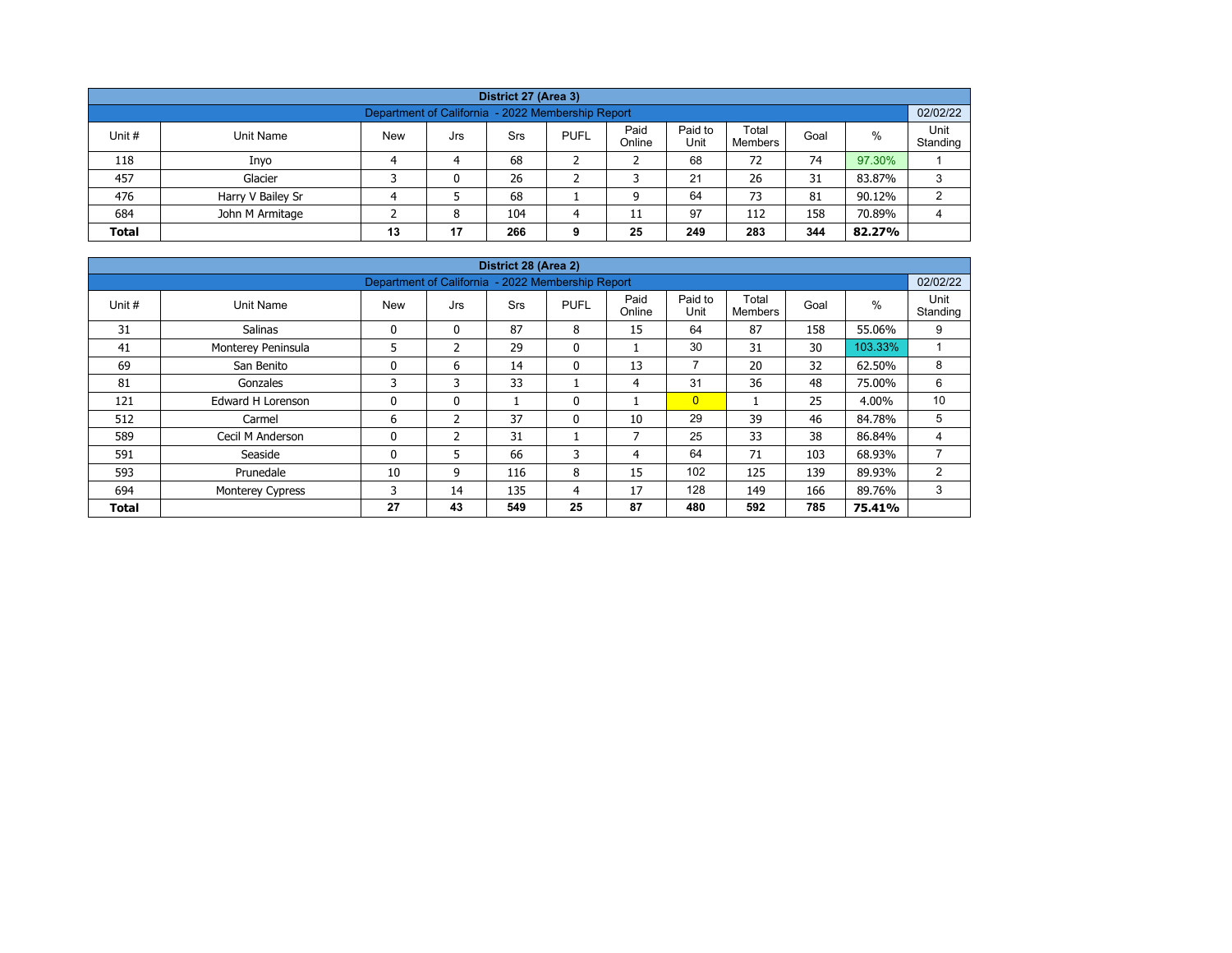| District 27 (Area 3) | | | | | | | | | | | |
|---|---|---|---|---|---|---|---|---|---|---|---|
| Department of California - 2022 Membership Report | | | | | | | | | | | 02/02/22 |
| Unit # | Unit Name | New | Jrs | Srs | PUFL | Paid Online | Paid to Unit | Total Members | Goal | % | Unit Standing |
| 118 | Inyo | 4 | 4 | 68 | 2 | 2 | 68 | 72 | 74 | 97.30% | 1 |
| 457 | Glacier | 3 | 0 | 26 | 2 | 3 | 21 | 26 | 31 | 83.87% | 3 |
| 476 | Harry V Bailey Sr | 4 | 5 | 68 | 1 | 9 | 64 | 73 | 81 | 90.12% | 2 |
| 684 | John M Armitage | 2 | 8 | 104 | 4 | 11 | 97 | 112 | 158 | 70.89% | 4 |
| **Total** | | **13** | **17** | **266** | **9** | **25** | **249** | **283** | **344** | **82.27%** | |

| District 28 (Area 2) | | | | | | | | | | | |
|---|---|---|---|---|---|---|---|---|---|---|---|
| Department of California - 2022 Membership Report | | | | | | | | | | | 02/02/22 |
| Unit # | Unit Name | New | Jrs | Srs | PUFL | Paid Online | Paid to Unit | Total Members | Goal | % | Unit Standing |
| 31 | Salinas | 0 | 0 | 87 | 8 | 15 | 64 | 87 | 158 | 55.06% | 9 |
| 41 | Monterey Peninsula | 5 | 2 | 29 | 0 | 1 | 30 | 31 | 30 | 103.33% | 1 |
| 69 | San Benito | 0 | 6 | 14 | 0 | 13 | 7 | 20 | 32 | 62.50% | 8 |
| 81 | Gonzales | 3 | 3 | 33 | 1 | 4 | 31 | 36 | 48 | 75.00% | 6 |
| 121 | Edward H Lorenson | 0 | 0 | 1 | 0 | 1 | 0 | 1 | 25 | 4.00% | 10 |
| 512 | Carmel | 6 | 2 | 37 | 0 | 10 | 29 | 39 | 46 | 84.78% | 5 |
| 589 | Cecil M Anderson | 0 | 2 | 31 | 1 | 7 | 25 | 33 | 38 | 86.84% | 4 |
| 591 | Seaside | 0 | 5 | 66 | 3 | 4 | 64 | 71 | 103 | 68.93% | 7 |
| 593 | Prunedale | 10 | 9 | 116 | 8 | 15 | 102 | 125 | 139 | 89.93% | 2 |
| 694 | Monterey Cypress | 3 | 14 | 135 | 4 | 17 | 128 | 149 | 166 | 89.76% | 3 |
| **Total** | | **27** | **43** | **549** | **25** | **87** | **480** | **592** | **785** | **75.41%** | |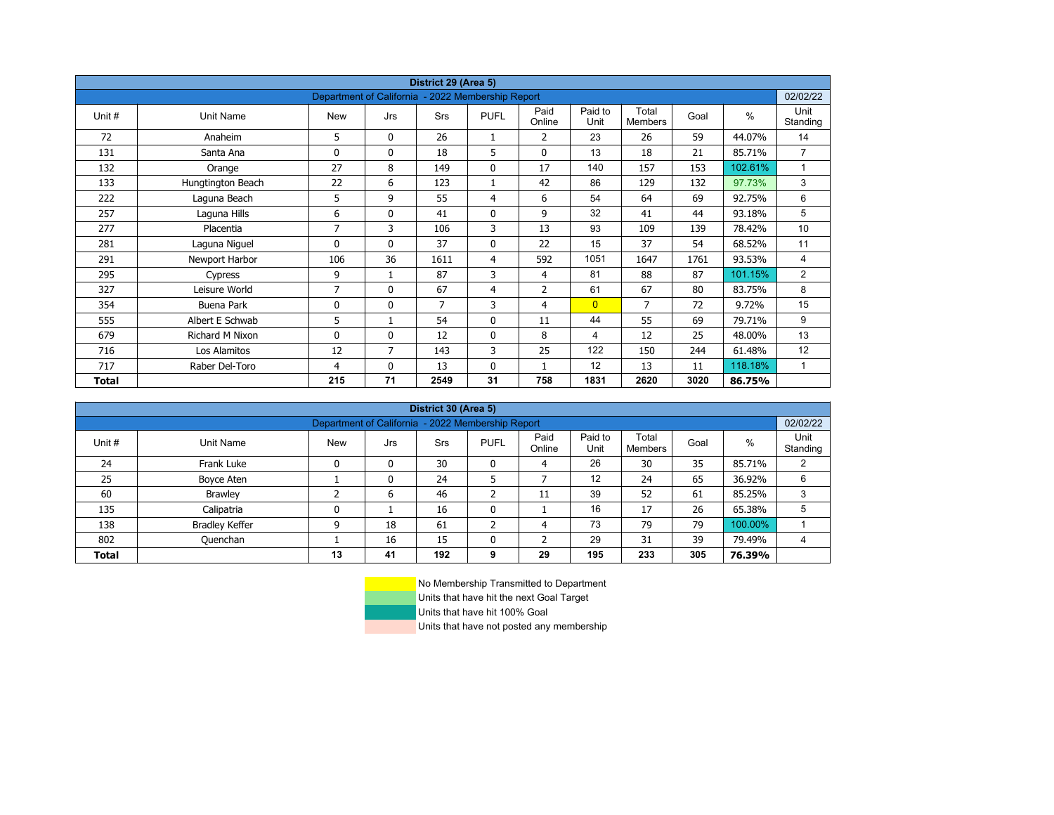| District 29 (Area 5) | | | | | | | | | | | |
|---|---|---|---|---|---|---|---|---|---|---|---|
| Department of California - 2022 Membership Report | | | | | | | | | | | 02/02/22 |
| Unit # | Unit Name | New | Jrs | Srs | PUFL | Paid Online | Paid to Unit | Total Members | Goal | % | Unit Standing |
| 72 | Anaheim | 5 | 0 | 26 | 1 | 2 | 23 | 26 | 59 | 44.07% | 14 |
| 131 | Santa Ana | 0 | 0 | 18 | 5 | 0 | 13 | 18 | 21 | 85.71% | 7 |
| 132 | Orange | 27 | 8 | 149 | 0 | 17 | 140 | 157 | 153 | 102.61% | 1 |
| 133 | Hungtington Beach | 22 | 6 | 123 | 1 | 42 | 86 | 129 | 132 | 97.73% | 3 |
| 222 | Laguna Beach | 5 | 9 | 55 | 4 | 6 | 54 | 64 | 69 | 92.75% | 6 |
| 257 | Laguna Hills | 6 | 0 | 41 | 0 | 9 | 32 | 41 | 44 | 93.18% | 5 |
| 277 | Placentia | 7 | 3 | 106 | 3 | 13 | 93 | 109 | 139 | 78.42% | 10 |
| 281 | Laguna Niguel | 0 | 0 | 37 | 0 | 22 | 15 | 37 | 54 | 68.52% | 11 |
| 291 | Newport Harbor | 106 | 36 | 1611 | 4 | 592 | 1051 | 1647 | 1761 | 93.53% | 4 |
| 295 | Cypress | 9 | 1 | 87 | 3 | 4 | 81 | 88 | 87 | 101.15% | 2 |
| 327 | Leisure World | 7 | 0 | 67 | 4 | 2 | 61 | 67 | 80 | 83.75% | 8 |
| 354 | Buena Park | 0 | 0 | 7 | 3 | 4 | 0 | 7 | 72 | 9.72% | 15 |
| 555 | Albert E Schwab | 5 | 1 | 54 | 0 | 11 | 44 | 55 | 69 | 79.71% | 9 |
| 679 | Richard M Nixon | 0 | 0 | 12 | 0 | 8 | 4 | 12 | 25 | 48.00% | 13 |
| 716 | Los Alamitos | 12 | 7 | 143 | 3 | 25 | 122 | 150 | 244 | 61.48% | 12 |
| 717 | Raber Del-Toro | 4 | 0 | 13 | 0 | 1 | 12 | 13 | 11 | 118.18% | 1 |
| **Total** | | **215** | **71** | **2549** | **31** | **758** | **1831** | **2620** | **3020** | **86.75%** | |

| District 30 (Area 5) | | | | | | | | | | | |
|---|---|---|---|---|---|---|---|---|---|---|---|
| Department of California - 2022 Membership Report | | | | | | | | | | | 02/02/22 |
| Unit # | Unit Name | New | Jrs | Srs | PUFL | Paid Online | Paid to Unit | Total Members | Goal | % | Unit Standing |
| 24 | Frank Luke | 0 | 0 | 30 | 0 | 4 | 26 | 30 | 35 | 85.71% | 2 |
| 25 | Boyce Aten | 1 | 0 | 24 | 5 | 7 | 12 | 24 | 65 | 36.92% | 6 |
| 60 | Brawley | 2 | 6 | 46 | 2 | 11 | 39 | 52 | 61 | 85.25% | 3 |
| 135 | Calipatria | 0 | 1 | 16 | 0 | 1 | 16 | 17 | 26 | 65.38% | 5 |
| 138 | Bradley Keffer | 9 | 18 | 61 | 2 | 4 | 73 | 79 | 79 | 100.00% | 1 |
| 802 | Quenchan | 1 | 16 | 15 | 0 | 2 | 29 | 31 | 39 | 79.49% | 4 |
| **Total** | | **13** | **41** | **192** | **9** | **29** | **195** | **233** | **305** | **76.39%** | |

No Membership Transmitted to Department

Units that have hit the next Goal Target

Units that have hit 100% Goal

Units that have not posted any membership